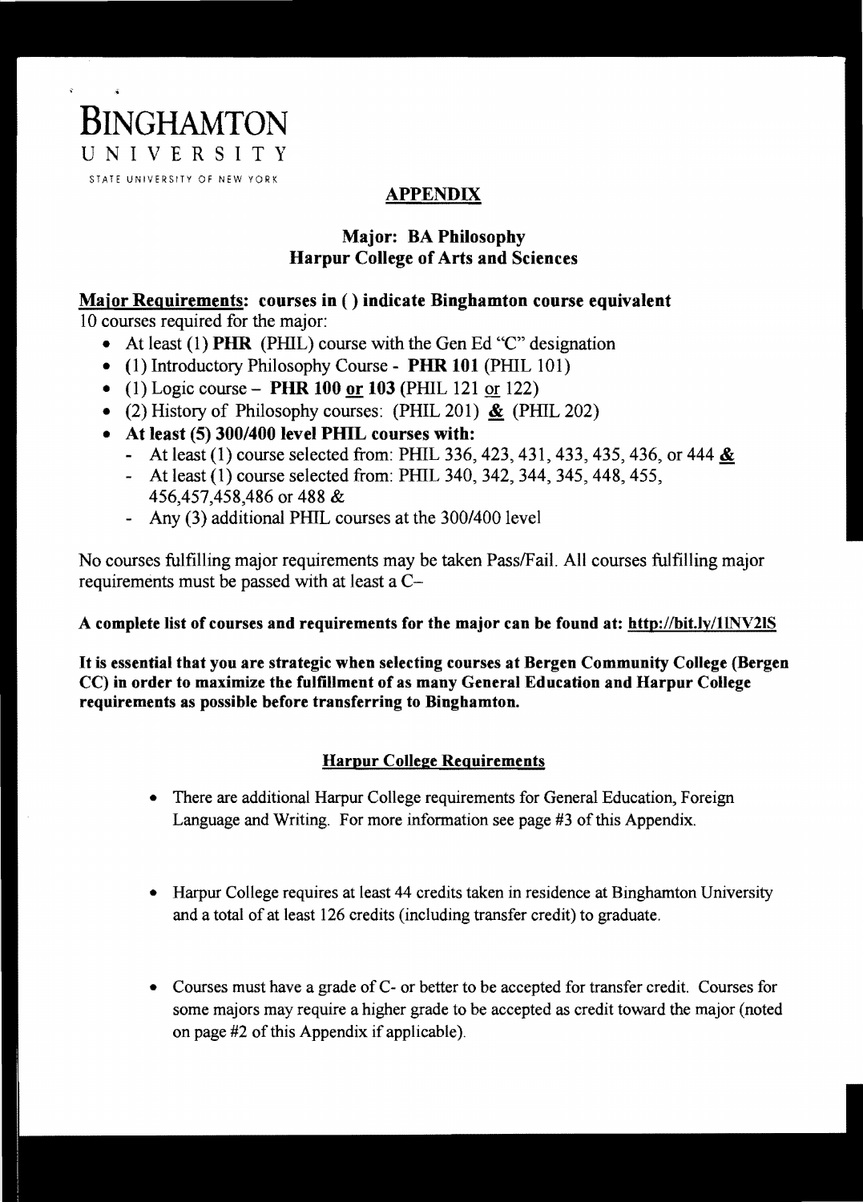# BINGHAMTON
UNIVERSITY
STATE UNIVERSITY OF NEW YORK

## APPENDIX

### Major: BA Philosophy
### Harpur College of Arts and Sciences

**Major Requirements: courses in ( ) indicate Binghamton course equivalent**

10 courses required for the major:

- At least (1) **PHR** (PHIL) course with the Gen Ed "C" designation
- (1) Introductory Philosophy Course - **PHR 101** (PHIL 101)
- (1) Logic course – **PHR 100 or 103** (PHIL 121 or 122)
- (2) History of Philosophy courses: (PHIL 201) **&** (PHIL 202)
- **At least (5) 300/400 level PHIL courses with:**
  - At least (1) course selected from: PHIL 336, 423, 431, 433, 435, 436, or 444 **&**
  - At least (1) course selected from: PHIL 340, 342, 344, 345, 448, 455, 456,457,458,486 or 488 &
  - Any (3) additional PHIL courses at the 300/400 level

No courses fulfilling major requirements may be taken Pass/Fail. All courses fulfilling major requirements must be passed with at least a C–

**A complete list of courses and requirements for the major can be found at: http://bit.ly/1lNV2lS**

**It is essential that you are strategic when selecting courses at Bergen Community College (Bergen CC) in order to maximize the fulfillment of as many General Education and Harpur College requirements as possible before transferring to Binghamton.**

### Harpur College Requirements

- There are additional Harpur College requirements for General Education, Foreign Language and Writing. For more information see page #3 of this Appendix.
- Harpur College requires at least 44 credits taken in residence at Binghamton University and a total of at least 126 credits (including transfer credit) to graduate.
- Courses must have a grade of C- or better to be accepted for transfer credit. Courses for some majors may require a higher grade to be accepted as credit toward the major (noted on page #2 of this Appendix if applicable).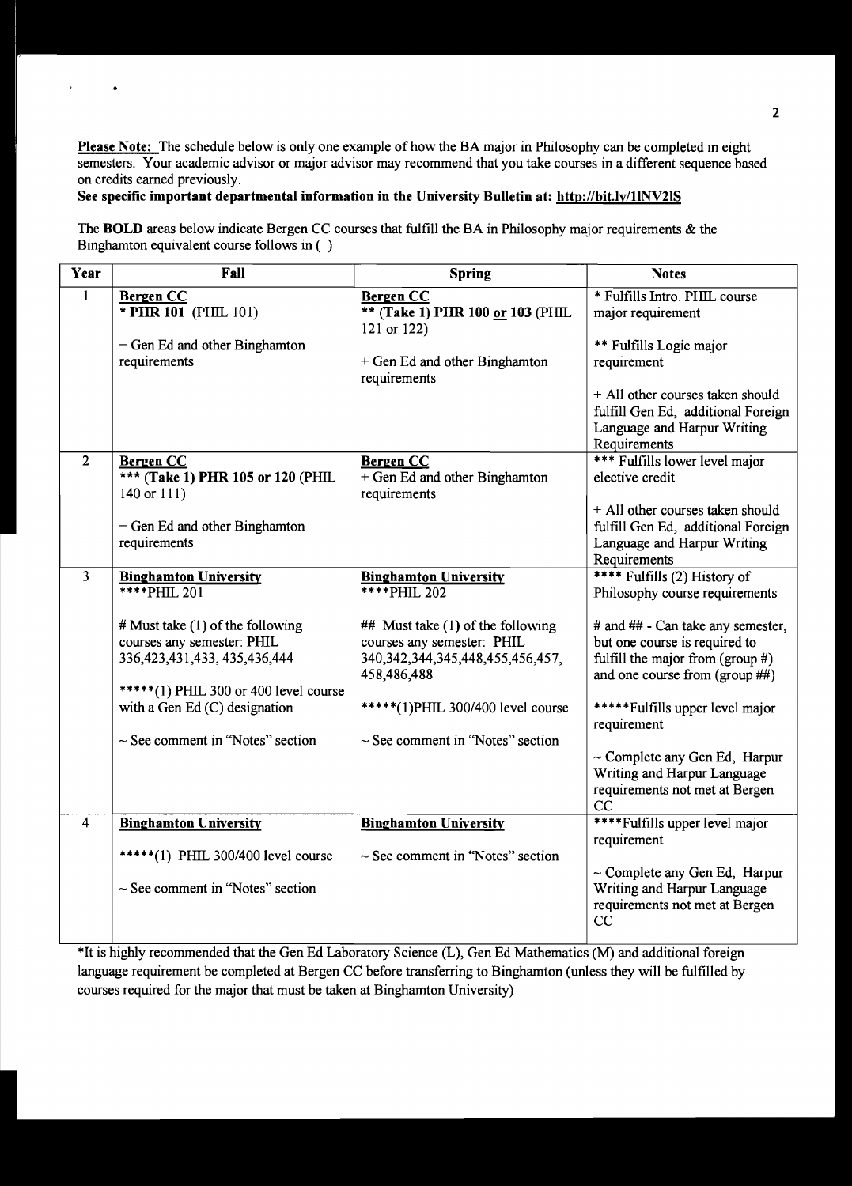**Please Note:** The schedule below is only one example of how the BA major in Philosophy can be completed in eight semesters. Your academic advisor or major advisor may recommend that you take courses in a different sequence based on credits earned previously.

**See specific important departmental information in the University Bulletin at: http://bit.ly/1lNV2lS**

The **BOLD** areas below indicate Bergen CC courses that fulfill the BA in Philosophy major requirements & the Binghamton equivalent course follows in ( )

| Year | Fall | Spring | Notes |
|---|---|---|---|
| 1 | **Bergen CC**<br>**\* PHR 101** (PHIL 101)<br><br>+ Gen Ed and other Binghamton requirements | **Bergen CC**<br>**\*\* (Take 1) PHR 100 or 103** (PHIL 121 or 122)<br><br>+ Gen Ed and other Binghamton requirements | \* Fulfills Intro. PHIL course major requirement<br><br>\*\* Fulfills Logic major requirement<br><br>+ All other courses taken should fulfill Gen Ed, additional Foreign Language and Harpur Writing Requirements |
| 2 | **Bergen CC**<br>**\*\*\* (Take 1) PHR 105 or 120** (PHIL 140 or 111)<br><br>+ Gen Ed and other Binghamton requirements | **Bergen CC**<br>+ Gen Ed and other Binghamton requirements | \*\*\* Fulfills lower level major elective credit<br><br>+ All other courses taken should fulfill Gen Ed, additional Foreign Language and Harpur Writing Requirements |
| 3 | **Binghamton University**<br>\*\*\*\*PHIL 201<br><br># Must take (1) of the following courses any semester: PHIL 336,423,431,433, 435,436,444<br><br>\*\*\*\*\*(1) PHIL 300 or 400 level course with a Gen Ed (C) designation<br><br>~ See comment in "Notes" section | **Binghamton University**<br>\*\*\*\*PHIL 202<br><br>## Must take (1) of the following courses any semester: PHIL 340,342,344,345,448,455,456,457, 458,486,488<br><br>\*\*\*\*\*(1)PHIL 300/400 level course<br><br>~ See comment in "Notes" section | \*\*\*\* Fulfills (2) History of Philosophy course requirements<br><br># and ## - Can take any semester, but one course is required to fulfill the major from (group #) and one course from (group ##)<br><br>\*\*\*\*\*Fulfills upper level major requirement<br><br>~ Complete any Gen Ed, Harpur Writing and Harpur Language requirements not met at Bergen CC |
| 4 | **Binghamton University**<br><br>\*\*\*\*\*(1) PHIL 300/400 level course<br><br>~ See comment in "Notes" section | **Binghamton University**<br><br>~ See comment in "Notes" section | \*\*\*\*Fulfills upper level major requirement<br><br>~ Complete any Gen Ed, Harpur Writing and Harpur Language requirements not met at Bergen CC |

\*It is highly recommended that the Gen Ed Laboratory Science (L), Gen Ed Mathematics (M) and additional foreign language requirement be completed at Bergen CC before transferring to Binghamton (unless they will be fulfilled by courses required for the major that must be taken at Binghamton University)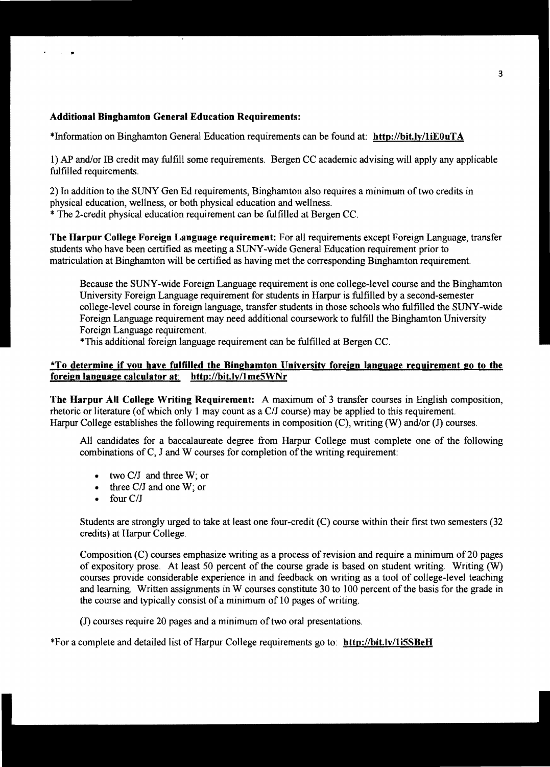**Additional Binghamton General Education Requirements:**

*Information on Binghamton General Education requirements can be found at: **http://bit.ly/1iE0uTA**

1) AP and/or IB credit may fulfill some requirements. Bergen CC academic advising will apply any applicable fulfilled requirements.

2) In addition to the SUNY Gen Ed requirements, Binghamton also requires a minimum of two credits in physical education, wellness, or both physical education and wellness.
* The 2-credit physical education requirement can be fulfilled at Bergen CC.

**The Harpur College Foreign Language requirement:** For all requirements except Foreign Language, transfer students who have been certified as meeting a SUNY-wide General Education requirement prior to matriculation at Binghamton will be certified as having met the corresponding Binghamton requirement.

Because the SUNY-wide Foreign Language requirement is one college-level course and the Binghamton University Foreign Language requirement for students in Harpur is fulfilled by a second-semester college-level course in foreign language, transfer students in those schools who fulfilled the SUNY-wide Foreign Language requirement may need additional coursework to fulfill the Binghamton University Foreign Language requirement.
*This additional foreign language requirement can be fulfilled at Bergen CC.

**\*To determine if you have fulfilled the Binghamton University foreign language requirement go to the foreign language calculator at: http://bit.ly/1me5WNr**

**The Harpur All College Writing Requirement:** A maximum of 3 transfer courses in English composition, rhetoric or literature (of which only 1 may count as a C/J course) may be applied to this requirement.
Harpur College establishes the following requirements in composition (C), writing (W) and/or (J) courses.

All candidates for a baccalaureate degree from Harpur College must complete one of the following combinations of C, J and W courses for completion of the writing requirement:

- two C/J and three W; or
- three C/J and one W; or
- four C/J

Students are strongly urged to take at least one four-credit (C) course within their first two semesters (32 credits) at Harpur College.

Composition (C) courses emphasize writing as a process of revision and require a minimum of 20 pages of expository prose. At least 50 percent of the course grade is based on student writing. Writing (W) courses provide considerable experience in and feedback on writing as a tool of college-level teaching and learning. Written assignments in W courses constitute 30 to 100 percent of the basis for the grade in the course and typically consist of a minimum of 10 pages of writing.

(J) courses require 20 pages and a minimum of two oral presentations.

*For a complete and detailed list of Harpur College requirements go to: **http://bit.ly/1i5SBeH**